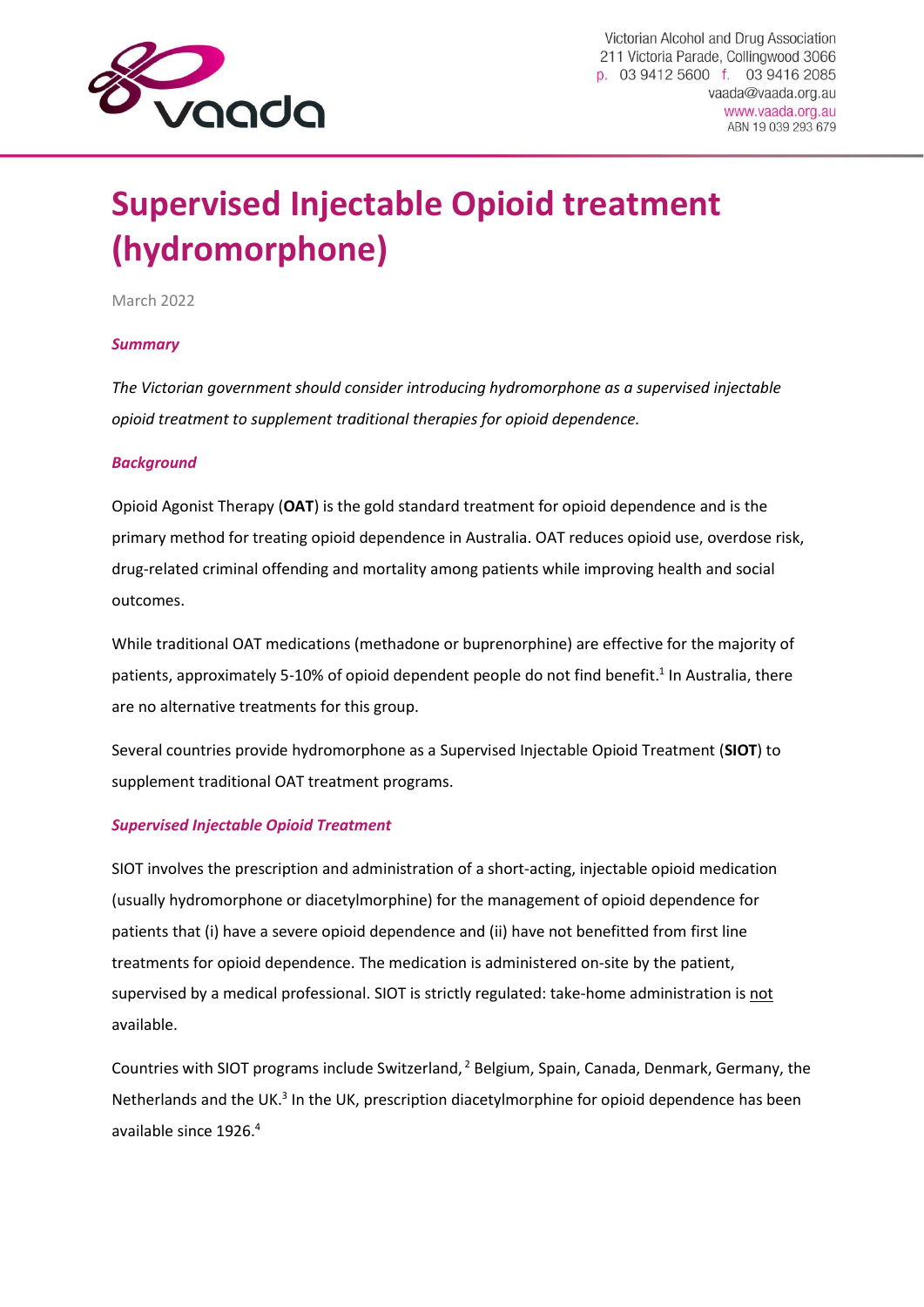Victorian Alcohol and Drug Association
211 Victoria Parade, Collingwood 3066
p. 03 9412 5600 f. 03 9416 2085
vaada@vaada.org.au
www.vaada.org.au
ABN 19 039 293 679

# Supervised Injectable Opioid treatment (hydromorphone)

March 2022

### *Summary*

*The Victorian government should consider introducing hydromorphone as a supervised injectable opioid treatment to supplement traditional therapies for opioid dependence.*

### *Background*

Opioid Agonist Therapy (**OAT**) is the gold standard treatment for opioid dependence and is the primary method for treating opioid dependence in Australia. OAT reduces opioid use, overdose risk, drug-related criminal offending and mortality among patients while improving health and social outcomes.

While traditional OAT medications (methadone or buprenorphine) are effective for the majority of patients, approximately 5-10% of opioid dependent people do not find benefit.[1] In Australia, there are no alternative treatments for this group.

Several countries provide hydromorphone as a Supervised Injectable Opioid Treatment (**SIOT**) to supplement traditional OAT treatment programs.

### *Supervised Injectable Opioid Treatment*

SIOT involves the prescription and administration of a short-acting, injectable opioid medication (usually hydromorphone or diacetylmorphine) for the management of opioid dependence for patients that (i) have a severe opioid dependence and (ii) have not benefitted from first line treatments for opioid dependence. The medication is administered on-site by the patient, supervised by a medical professional. SIOT is strictly regulated: take-home administration is <u>not</u> available.

Countries with SIOT programs include Switzerland,[2] Belgium, Spain, Canada, Denmark, Germany, the Netherlands and the UK.[3] In the UK, prescription diacetylmorphine for opioid dependence has been available since 1926.[4]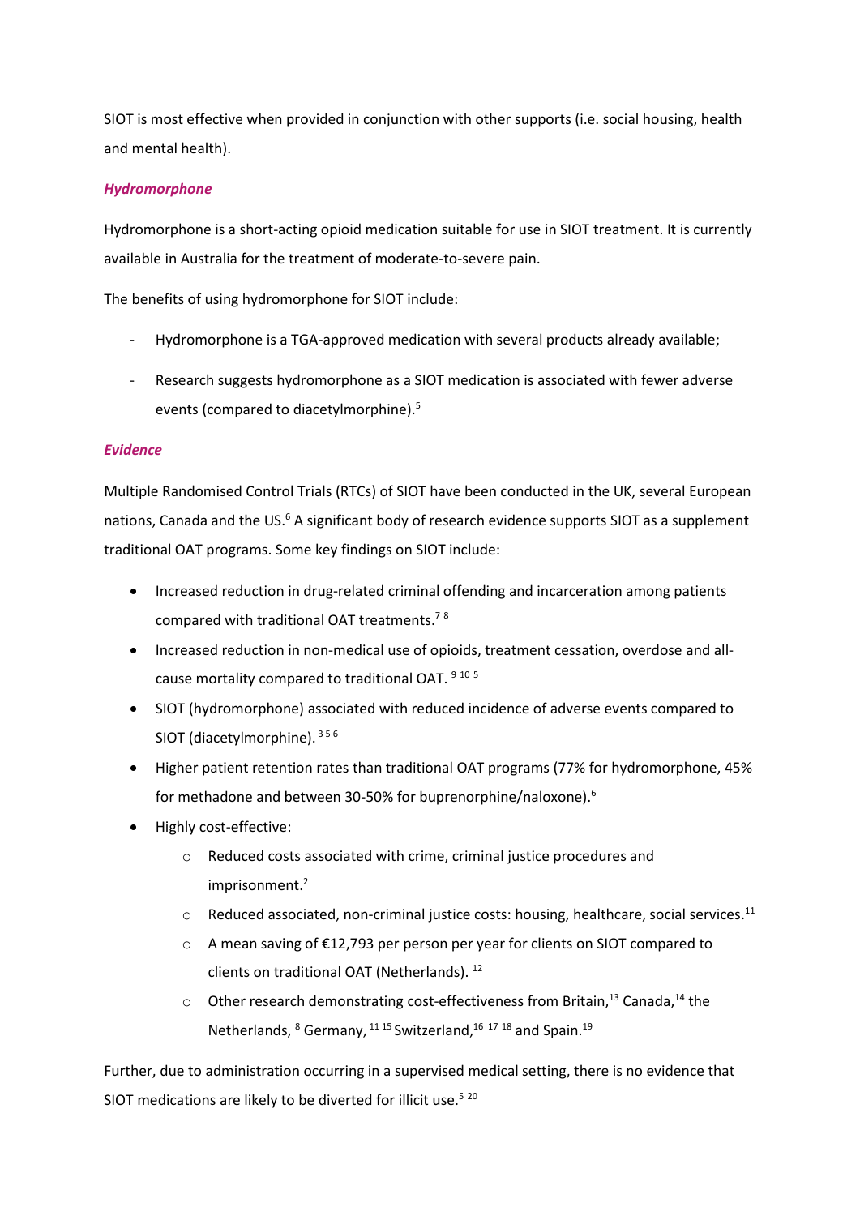SIOT is most effective when provided in conjunction with other supports (i.e. social housing, health and mental health).

### *Hydromorphone*

Hydromorphone is a short-acting opioid medication suitable for use in SIOT treatment. It is currently available in Australia for the treatment of moderate-to-severe pain.

The benefits of using hydromorphone for SIOT include:

- Hydromorphone is a TGA-approved medication with several products already available;
- Research suggests hydromorphone as a SIOT medication is associated with fewer adverse events (compared to diacetylmorphine).[5]

### *Evidence*

Multiple Randomised Control Trials (RTCs) of SIOT have been conducted in the UK, several European nations, Canada and the US.[6] A significant body of research evidence supports SIOT as a supplement traditional OAT programs. Some key findings on SIOT include:

- Increased reduction in drug-related criminal offending and incarceration among patients compared with traditional OAT treatments.[7 8]
- Increased reduction in non-medical use of opioids, treatment cessation, overdose and all-cause mortality compared to traditional OAT. [9 10 5]
- SIOT (hydromorphone) associated with reduced incidence of adverse events compared to SIOT (diacetylmorphine). [3 5 6]
- Higher patient retention rates than traditional OAT programs (77% for hydromorphone, 45% for methadone and between 30-50% for buprenorphine/naloxone).[6]
- Highly cost-effective:
    - Reduced costs associated with crime, criminal justice procedures and imprisonment.[2]
    - Reduced associated, non-criminal justice costs: housing, healthcare, social services.[11]
    - A mean saving of €12,793 per person per year for clients on SIOT compared to clients on traditional OAT (Netherlands). [12]
    - Other research demonstrating cost-effectiveness from Britain,[13] Canada,[14] the Netherlands, [8] Germany, [11 15] Switzerland,[16 17 18] and Spain.[19]

Further, due to administration occurring in a supervised medical setting, there is no evidence that SIOT medications are likely to be diverted for illicit use.[5 20]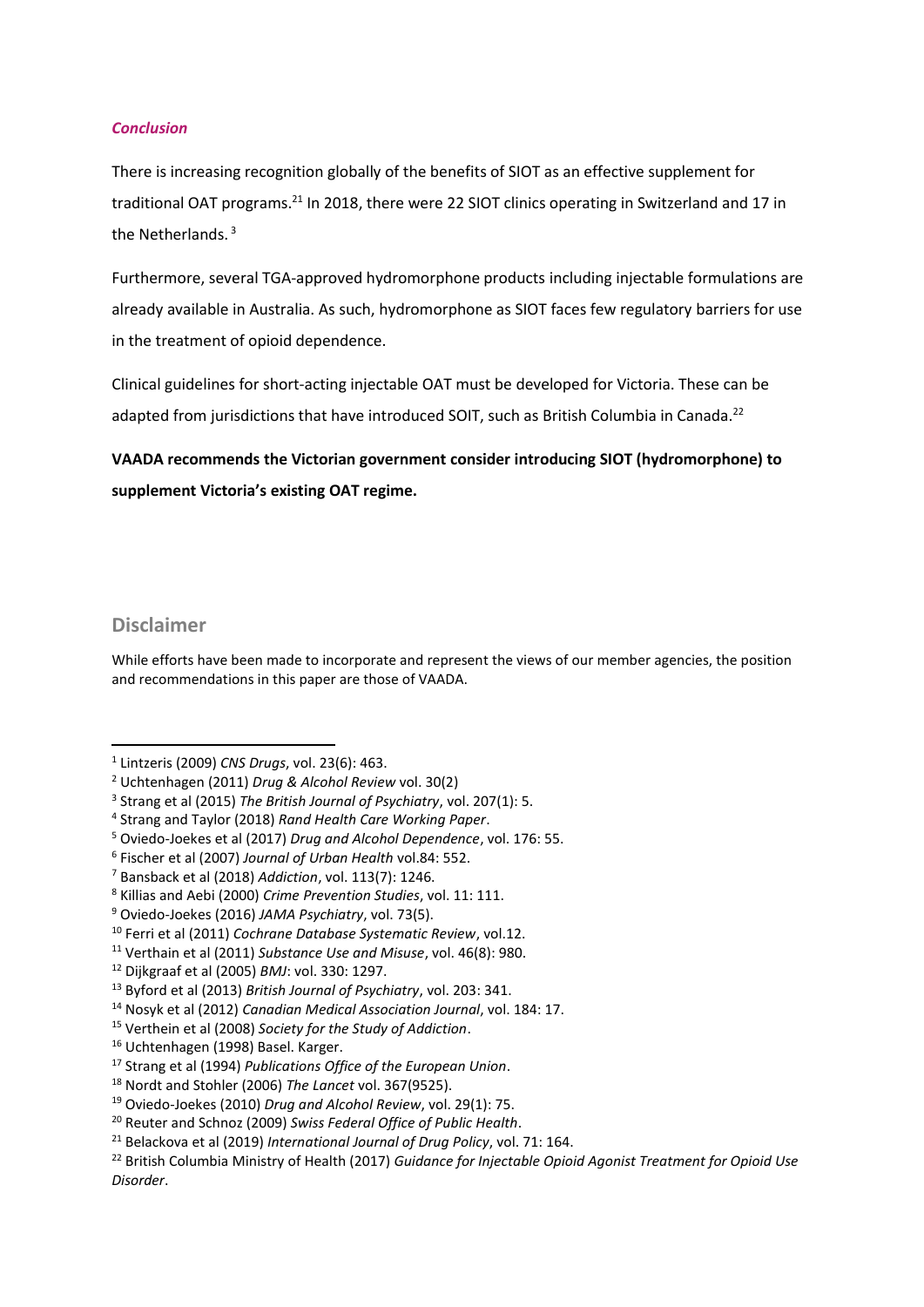### *Conclusion*

There is increasing recognition globally of the benefits of SIOT as an effective supplement for traditional OAT programs.[21] In 2018, there were 22 SIOT clinics operating in Switzerland and 17 in the Netherlands.[3]

Furthermore, several TGA-approved hydromorphone products including injectable formulations are already available in Australia. As such, hydromorphone as SIOT faces few regulatory barriers for use in the treatment of opioid dependence.

Clinical guidelines for short-acting injectable OAT must be developed for Victoria. These can be adapted from jurisdictions that have introduced SOIT, such as British Columbia in Canada.[22]

**VAADA recommends the Victorian government consider introducing SIOT (hydromorphone) to supplement Victoria's existing OAT regime.**

## Disclaimer

While efforts have been made to incorporate and represent the views of our member agencies, the position and recommendations in this paper are those of VAADA.

---

[1] Lintzeris (2009) *CNS Drugs*, vol. 23(6): 463.
[2] Uchtenhagen (2011) *Drug & Alcohol Review* vol. 30(2)
[3] Strang et al (2015) *The British Journal of Psychiatry*, vol. 207(1): 5.
[4] Strang and Taylor (2018) *Rand Health Care Working Paper*.
[5] Oviedo-Joekes et al (2017) *Drug and Alcohol Dependence*, vol. 176: 55.
[6] Fischer et al (2007) *Journal of Urban Health* vol.84: 552.
[7] Bansback et al (2018) *Addiction*, vol. 113(7): 1246.
[8] Killias and Aebi (2000) *Crime Prevention Studies*, vol. 11: 111.
[9] Oviedo-Joekes (2016) *JAMA Psychiatry*, vol. 73(5).
[10] Ferri et al (2011) *Cochrane Database Systematic Review*, vol.12.
[11] Verthain et al (2011) *Substance Use and Misuse*, vol. 46(8): 980.
[12] Dijkgraaf et al (2005) *BMJ*: vol. 330: 1297.
[13] Byford et al (2013) *British Journal of Psychiatry*, vol. 203: 341.
[14] Nosyk et al (2012) *Canadian Medical Association Journal*, vol. 184: 17.
[15] Verthein et al (2008) *Society for the Study of Addiction*.
[16] Uchtenhagen (1998) Basel. Karger.
[17] Strang et al (1994) *Publications Office of the European Union*.
[18] Nordt and Stohler (2006) *The Lancet* vol. 367(9525).
[19] Oviedo-Joekes (2010) *Drug and Alcohol Review*, vol. 29(1): 75.
[20] Reuter and Schnoz (2009) *Swiss Federal Office of Public Health*.
[21] Belackova et al (2019) *International Journal of Drug Policy*, vol. 71: 164.
[22] British Columbia Ministry of Health (2017) *Guidance for Injectable Opioid Agonist Treatment for Opioid Use Disorder*.